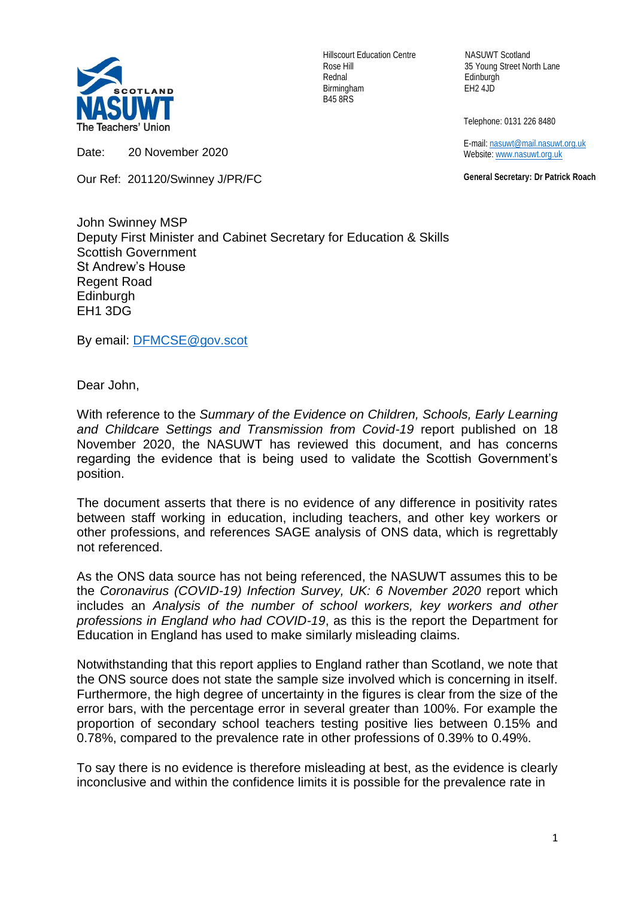NASUWT The Teachers' Union — SCOTLAND

Hillscourt Education Centre
Rose Hill
Rednal
Birmingham
B45 8RS

NASUWT Scotland
35 Young Street North Lane
Edinburgh
EH2 4JD

Telephone: 0131 226 8480

E-mail: nasuwt@mail.nasuwt.org.uk
Website: www.nasuwt.org.uk

**General Secretary: Dr Patrick Roach**

Date: 20 November 2020

Our Ref: 201120/Swinney J/PR/FC

John Swinney MSP
Deputy First Minister and Cabinet Secretary for Education & Skills
Scottish Government
St Andrew's House
Regent Road
Edinburgh
EH1 3DG

By email: DFMCSE@gov.scot

Dear John,

With reference to the *Summary of the Evidence on Children, Schools, Early Learning and Childcare Settings and Transmission from Covid-19* report published on 18 November 2020, the NASUWT has reviewed this document, and has concerns regarding the evidence that is being used to validate the Scottish Government's position.

The document asserts that there is no evidence of any difference in positivity rates between staff working in education, including teachers, and other key workers or other professions, and references SAGE analysis of ONS data, which is regrettably not referenced.

As the ONS data source has not being referenced, the NASUWT assumes this to be the *Coronavirus (COVID-19) Infection Survey, UK: 6 November 2020* report which includes an *Analysis of the number of school workers, key workers and other professions in England who had COVID-19*, as this is the report the Department for Education in England has used to make similarly misleading claims.

Notwithstanding that this report applies to England rather than Scotland, we note that the ONS source does not state the sample size involved which is concerning in itself. Furthermore, the high degree of uncertainty in the figures is clear from the size of the error bars, with the percentage error in several greater than 100%. For example the proportion of secondary school teachers testing positive lies between 0.15% and 0.78%, compared to the prevalence rate in other professions of 0.39% to 0.49%.

To say there is no evidence is therefore misleading at best, as the evidence is clearly inconclusive and within the confidence limits it is possible for the prevalence rate in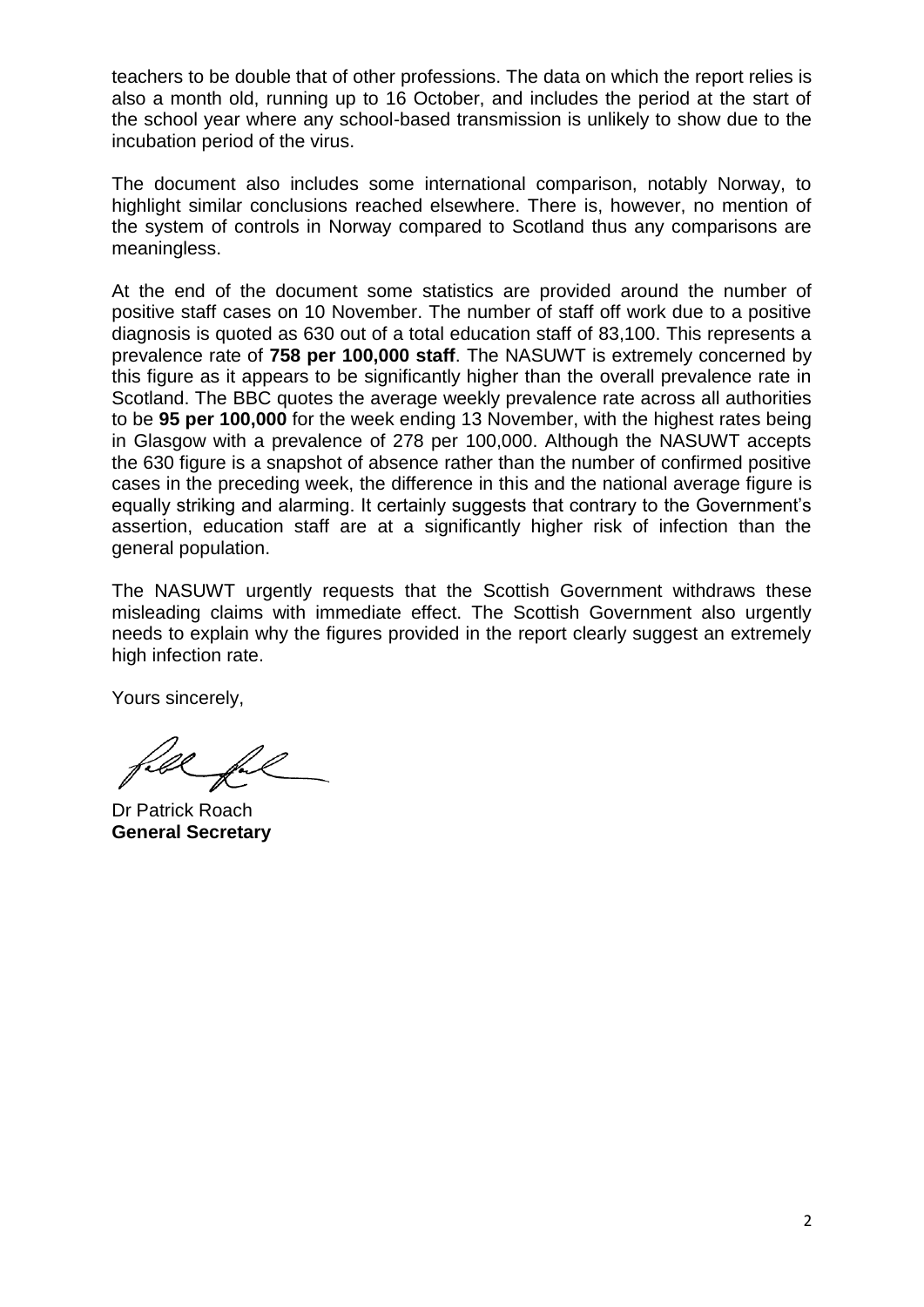teachers to be double that of other professions. The data on which the report relies is also a month old, running up to 16 October, and includes the period at the start of the school year where any school-based transmission is unlikely to show due to the incubation period of the virus.

The document also includes some international comparison, notably Norway, to highlight similar conclusions reached elsewhere. There is, however, no mention of the system of controls in Norway compared to Scotland thus any comparisons are meaningless.

At the end of the document some statistics are provided around the number of positive staff cases on 10 November. The number of staff off work due to a positive diagnosis is quoted as 630 out of a total education staff of 83,100. This represents a prevalence rate of **758 per 100,000 staff**. The NASUWT is extremely concerned by this figure as it appears to be significantly higher than the overall prevalence rate in Scotland. The BBC quotes the average weekly prevalence rate across all authorities to be **95 per 100,000** for the week ending 13 November, with the highest rates being in Glasgow with a prevalence of 278 per 100,000. Although the NASUWT accepts the 630 figure is a snapshot of absence rather than the number of confirmed positive cases in the preceding week, the difference in this and the national average figure is equally striking and alarming. It certainly suggests that contrary to the Government's assertion, education staff are at a significantly higher risk of infection than the general population.

The NASUWT urgently requests that the Scottish Government withdraws these misleading claims with immediate effect. The Scottish Government also urgently needs to explain why the figures provided in the report clearly suggest an extremely high infection rate.

Yours sincerely,

Dr Patrick Roach
**General Secretary**